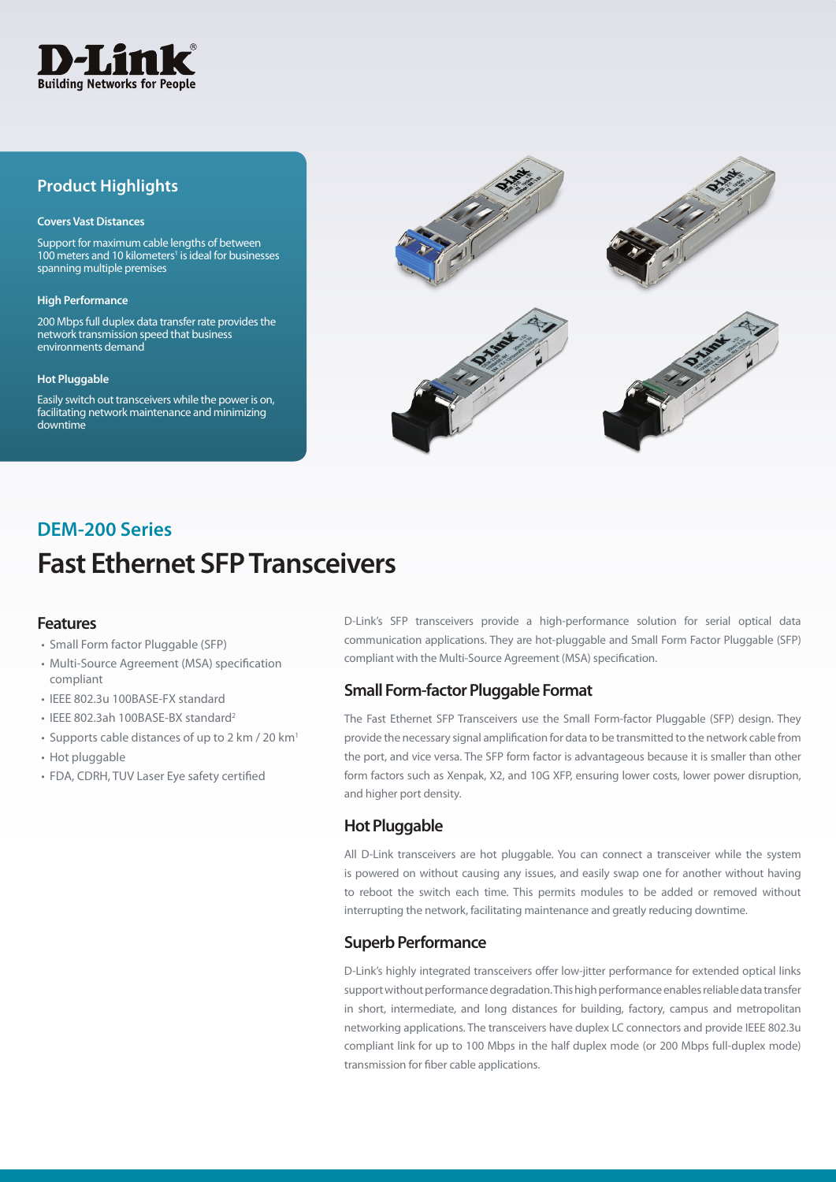D-Link
Building Networks for People

## Product Highlights

**Covers Vast Distances**

Support for maximum cable lengths of between 100 meters and 10 kilometers[1] is ideal for businesses spanning multiple premises

**High Performance**

200 Mbps full duplex data transfer rate provides the network transmission speed that business environments demand

**Hot Pluggable**

Easily switch out transceivers while the power is on, facilitating network maintenance and minimizing downtime

## DEM-200 Series

# Fast Ethernet SFP Transceivers

### Features

- Small Form factor Pluggable (SFP)
- Multi-Source Agreement (MSA) specification compliant
- IEEE 802.3u 100BASE-FX standard
- IEEE 802.3ah 100BASE-BX standard[2]
- Supports cable distances of up to 2 km / 20 km[1]
- Hot pluggable
- FDA, CDRH, TUV Laser Eye safety certified

D-Link's SFP transceivers provide a high-performance solution for serial optical data communication applications. They are hot-pluggable and Small Form Factor Pluggable (SFP) compliant with the Multi-Source Agreement (MSA) specification.

### Small Form-factor Pluggable Format

The Fast Ethernet SFP Transceivers use the Small Form-factor Pluggable (SFP) design. They provide the necessary signal amplification for data to be transmitted to the network cable from the port, and vice versa. The SFP form factor is advantageous because it is smaller than other form factors such as Xenpak, X2, and 10G XFP, ensuring lower costs, lower power disruption, and higher port density.

### Hot Pluggable

All D-Link transceivers are hot pluggable. You can connect a transceiver while the system is powered on without causing any issues, and easily swap one for another without having to reboot the switch each time. This permits modules to be added or removed without interrupting the network, facilitating maintenance and greatly reducing downtime.

### Superb Performance

D-Link's highly integrated transceivers offer low-jitter performance for extended optical links support without performance degradation. This high performance enables reliable data transfer in short, intermediate, and long distances for building, factory, campus and metropolitan networking applications. The transceivers have duplex LC connectors and provide IEEE 802.3u compliant link for up to 100 Mbps in the half duplex mode (or 200 Mbps full-duplex mode) transmission for fiber cable applications.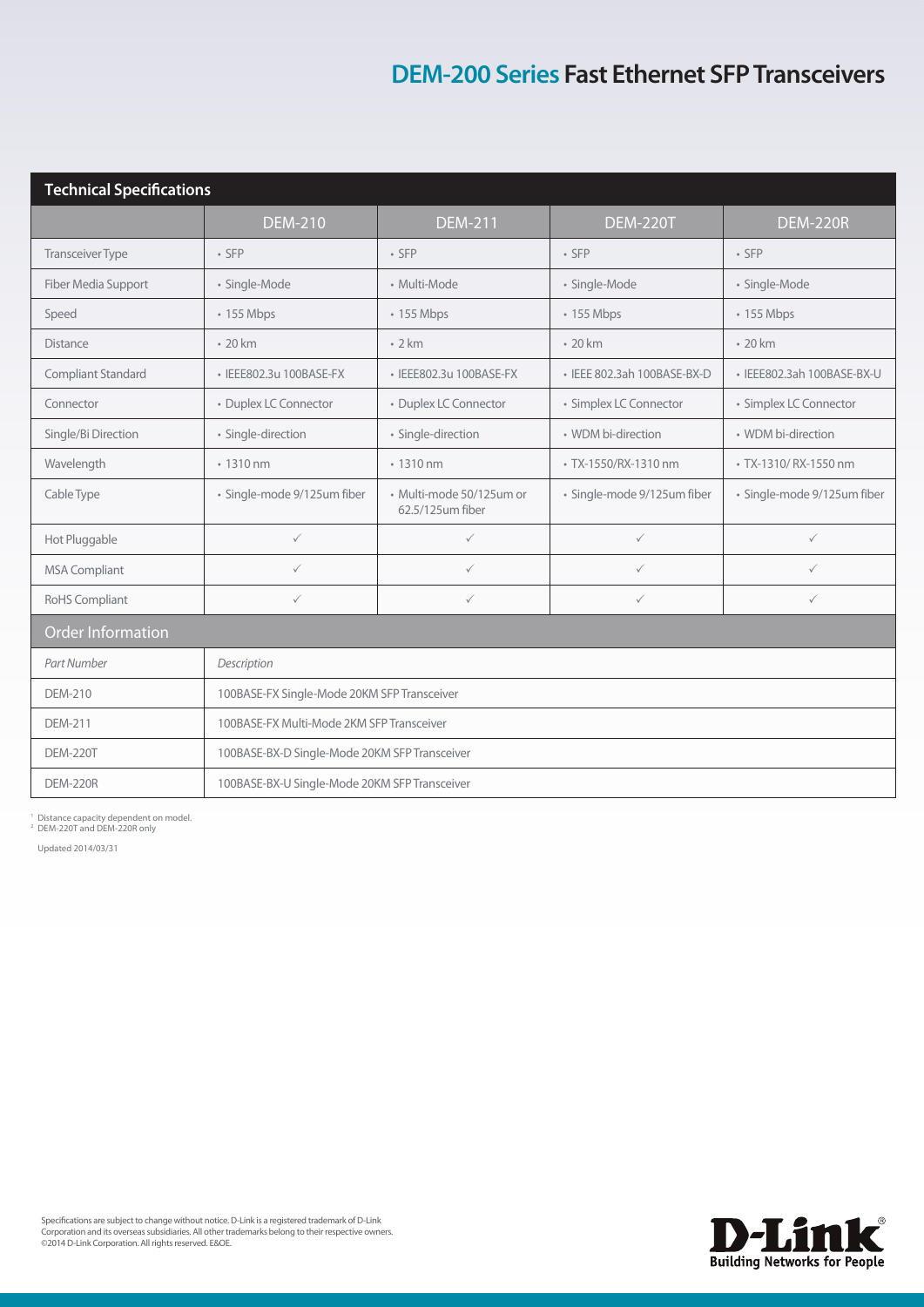# DEM-200 Series Fast Ethernet SFP Transceivers

## Technical Specifications

| | DEM-210 | DEM-211 | DEM-220T | DEM-220R |
|---|---|---|---|---|
| Transceiver Type | • SFP | • SFP | • SFP | • SFP |
| Fiber Media Support | • Single-Mode | • Multi-Mode | • Single-Mode | • Single-Mode |
| Speed | • 155 Mbps | • 155 Mbps | • 155 Mbps | • 155 Mbps |
| Distance | • 20 km | • 2 km | • 20 km | • 20 km |
| Compliant Standard | • IEEE802.3u 100BASE-FX | • IEEE802.3u 100BASE-FX | • IEEE 802.3ah 100BASE-BX-D | • IEEE802.3ah 100BASE-BX-U |
| Connector | • Duplex LC Connector | • Duplex LC Connector | • Simplex LC Connector | • Simplex LC Connector |
| Single/Bi Direction | • Single-direction | • Single-direction | • WDM bi-direction | • WDM bi-direction |
| Wavelength | • 1310 nm | • 1310 nm | • TX-1550/RX-1310 nm | • TX-1310/ RX-1550 nm |
| Cable Type | • Single-mode 9/125um fiber | • Multi-mode 50/125um or 62.5/125um fiber | • Single-mode 9/125um fiber | • Single-mode 9/125um fiber |
| Hot Pluggable | ✓ | ✓ | ✓ | ✓ |
| MSA Compliant | ✓ | ✓ | ✓ | ✓ |
| RoHS Compliant | ✓ | ✓ | ✓ | ✓ |

## Order Information

| *Part Number* | *Description* |
|---|---|
| DEM-210 | 100BASE-FX Single-Mode 20KM SFP Transceiver |
| DEM-211 | 100BASE-FX Multi-Mode 2KM SFP Transceiver |
| DEM-220T | 100BASE-BX-D Single-Mode 20KM SFP Transceiver |
| DEM-220R | 100BASE-BX-U Single-Mode 20KM SFP Transceiver |

[1] Distance capacity dependent on model.
[2] DEM-220T and DEM-220R only

Updated 2014/03/31

Specifications are subject to change without notice. D-Link is a registered trademark of D-Link Corporation and its overseas subsidiaries. All other trademarks belong to their respective owners. ©2014 D-Link Corporation. All rights reserved. E&OE.

D-Link® Building Networks for People